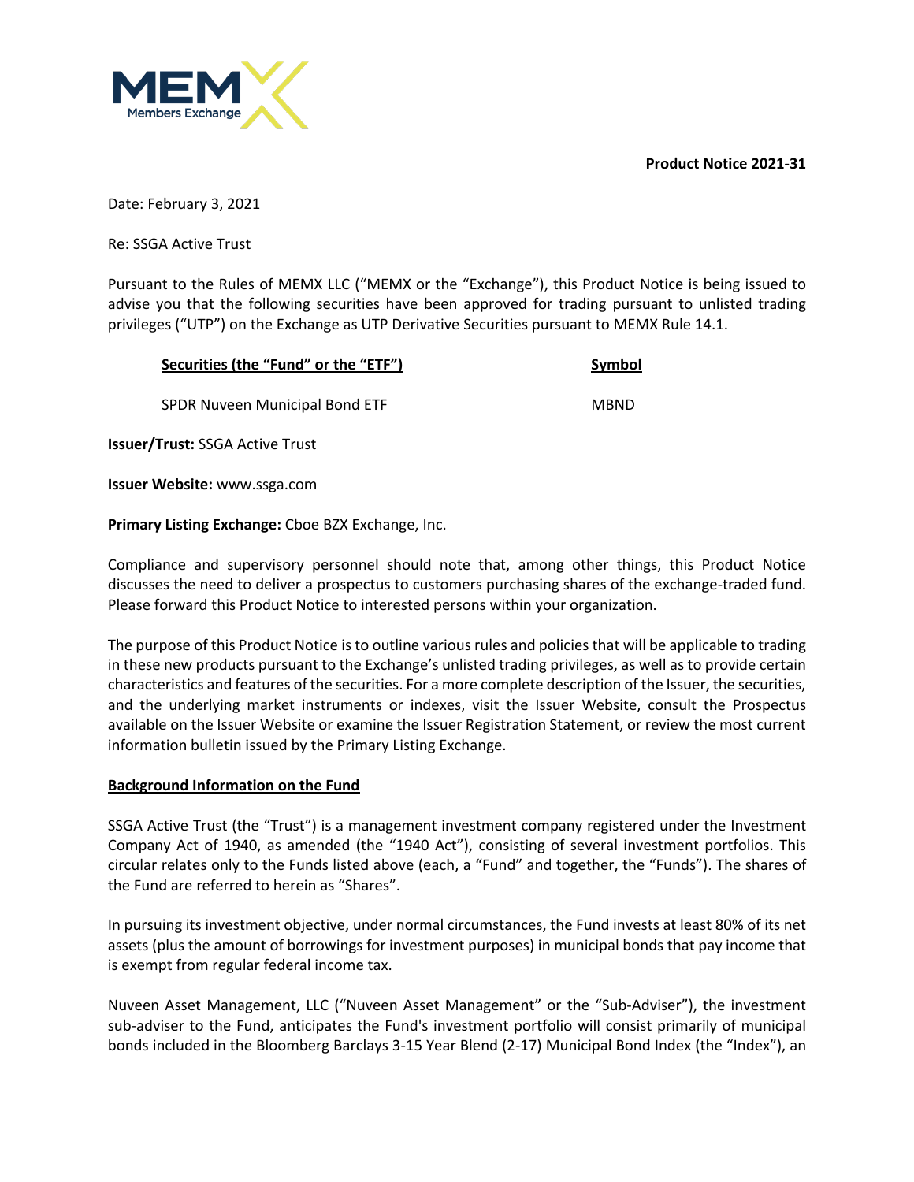**Product Notice 2021-31**

Date: February 3, 2021

Re: SSGA Active Trust

Pursuant to the Rules of MEMX LLC ("MEMX or the "Exchange"), this Product Notice is being issued to advise you that the following securities have been approved for trading pursuant to unlisted trading privileges ("UTP") on the Exchange as UTP Derivative Securities pursuant to MEMX Rule 14.1.

| Securities (the "Fund" or the "ETF") | Symbol |
|---|---|
| SPDR Nuveen Municipal Bond ETF | MBND |

**Issuer/Trust:** SSGA Active Trust

**Issuer Website:** www.ssga.com

**Primary Listing Exchange:** Cboe BZX Exchange, Inc.

Compliance and supervisory personnel should note that, among other things, this Product Notice discusses the need to deliver a prospectus to customers purchasing shares of the exchange-traded fund. Please forward this Product Notice to interested persons within your organization.

The purpose of this Product Notice is to outline various rules and policies that will be applicable to trading in these new products pursuant to the Exchange's unlisted trading privileges, as well as to provide certain characteristics and features of the securities. For a more complete description of the Issuer, the securities, and the underlying market instruments or indexes, visit the Issuer Website, consult the Prospectus available on the Issuer Website or examine the Issuer Registration Statement, or review the most current information bulletin issued by the Primary Listing Exchange.

## Background Information on the Fund

SSGA Active Trust (the "Trust") is a management investment company registered under the Investment Company Act of 1940, as amended (the "1940 Act"), consisting of several investment portfolios. This circular relates only to the Funds listed above (each, a "Fund" and together, the "Funds"). The shares of the Fund are referred to herein as "Shares".

In pursuing its investment objective, under normal circumstances, the Fund invests at least 80% of its net assets (plus the amount of borrowings for investment purposes) in municipal bonds that pay income that is exempt from regular federal income tax.

Nuveen Asset Management, LLC ("Nuveen Asset Management" or the "Sub-Adviser"), the investment sub-adviser to the Fund, anticipates the Fund's investment portfolio will consist primarily of municipal bonds included in the Bloomberg Barclays 3-15 Year Blend (2-17) Municipal Bond Index (the "Index"), an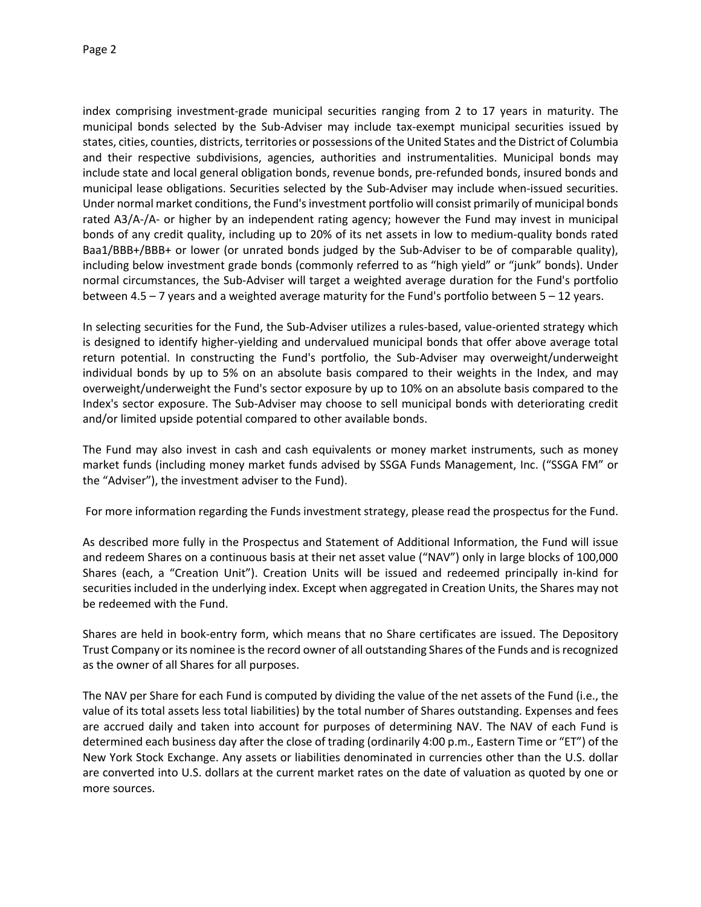index comprising investment-grade municipal securities ranging from 2 to 17 years in maturity. The municipal bonds selected by the Sub-Adviser may include tax-exempt municipal securities issued by states, cities, counties, districts, territories or possessions of the United States and the District of Columbia and their respective subdivisions, agencies, authorities and instrumentalities. Municipal bonds may include state and local general obligation bonds, revenue bonds, pre-refunded bonds, insured bonds and municipal lease obligations. Securities selected by the Sub-Adviser may include when-issued securities. Under normal market conditions, the Fund's investment portfolio will consist primarily of municipal bonds rated A3/A-/A- or higher by an independent rating agency; however the Fund may invest in municipal bonds of any credit quality, including up to 20% of its net assets in low to medium-quality bonds rated Baa1/BBB+/BBB+ or lower (or unrated bonds judged by the Sub-Adviser to be of comparable quality), including below investment grade bonds (commonly referred to as "high yield" or "junk" bonds). Under normal circumstances, the Sub-Adviser will target a weighted average duration for the Fund's portfolio between 4.5 – 7 years and a weighted average maturity for the Fund's portfolio between 5 – 12 years.

In selecting securities for the Fund, the Sub-Adviser utilizes a rules-based, value-oriented strategy which is designed to identify higher-yielding and undervalued municipal bonds that offer above average total return potential. In constructing the Fund's portfolio, the Sub-Adviser may overweight/underweight individual bonds by up to 5% on an absolute basis compared to their weights in the Index, and may overweight/underweight the Fund's sector exposure by up to 10% on an absolute basis compared to the Index's sector exposure. The Sub-Adviser may choose to sell municipal bonds with deteriorating credit and/or limited upside potential compared to other available bonds.

The Fund may also invest in cash and cash equivalents or money market instruments, such as money market funds (including money market funds advised by SSGA Funds Management, Inc. ("SSGA FM" or the "Adviser"), the investment adviser to the Fund).

For more information regarding the Funds investment strategy, please read the prospectus for the Fund.

As described more fully in the Prospectus and Statement of Additional Information, the Fund will issue and redeem Shares on a continuous basis at their net asset value ("NAV") only in large blocks of 100,000 Shares (each, a "Creation Unit"). Creation Units will be issued and redeemed principally in-kind for securities included in the underlying index. Except when aggregated in Creation Units, the Shares may not be redeemed with the Fund.

Shares are held in book-entry form, which means that no Share certificates are issued. The Depository Trust Company or its nominee is the record owner of all outstanding Shares of the Funds and is recognized as the owner of all Shares for all purposes.

The NAV per Share for each Fund is computed by dividing the value of the net assets of the Fund (i.e., the value of its total assets less total liabilities) by the total number of Shares outstanding. Expenses and fees are accrued daily and taken into account for purposes of determining NAV. The NAV of each Fund is determined each business day after the close of trading (ordinarily 4:00 p.m., Eastern Time or "ET") of the New York Stock Exchange. Any assets or liabilities denominated in currencies other than the U.S. dollar are converted into U.S. dollars at the current market rates on the date of valuation as quoted by one or more sources.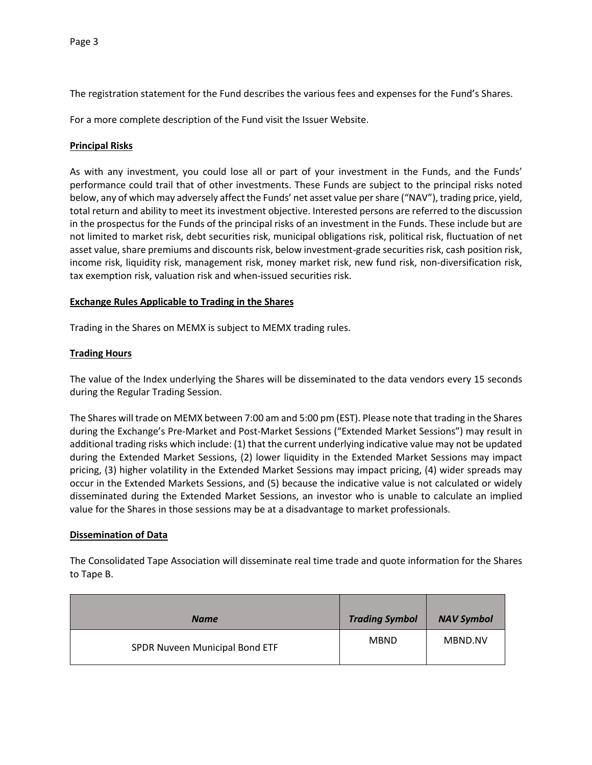The registration statement for the Fund describes the various fees and expenses for the Fund's Shares.

For a more complete description of the Fund visit the Issuer Website.

**Principal Risks**

As with any investment, you could lose all or part of your investment in the Funds, and the Funds' performance could trail that of other investments. These Funds are subject to the principal risks noted below, any of which may adversely affect the Funds' net asset value per share ("NAV"), trading price, yield, total return and ability to meet its investment objective. Interested persons are referred to the discussion in the prospectus for the Funds of the principal risks of an investment in the Funds. These include but are not limited to market risk, debt securities risk, municipal obligations risk, political risk, fluctuation of net asset value, share premiums and discounts risk, below investment-grade securities risk, cash position risk, income risk, liquidity risk, management risk, money market risk, new fund risk, non-diversification risk, tax exemption risk, valuation risk and when-issued securities risk.

**Exchange Rules Applicable to Trading in the Shares**

Trading in the Shares on MEMX is subject to MEMX trading rules.

**Trading Hours**

The value of the Index underlying the Shares will be disseminated to the data vendors every 15 seconds during the Regular Trading Session.

The Shares will trade on MEMX between 7:00 am and 5:00 pm (EST). Please note that trading in the Shares during the Exchange's Pre-Market and Post-Market Sessions ("Extended Market Sessions") may result in additional trading risks which include: (1) that the current underlying indicative value may not be updated during the Extended Market Sessions, (2) lower liquidity in the Extended Market Sessions may impact pricing, (3) higher volatility in the Extended Market Sessions may impact pricing, (4) wider spreads may occur in the Extended Markets Sessions, and (5) because the indicative value is not calculated or widely disseminated during the Extended Market Sessions, an investor who is unable to calculate an implied value for the Shares in those sessions may be at a disadvantage to market professionals.

**Dissemination of Data**

The Consolidated Tape Association will disseminate real time trade and quote information for the Shares to Tape B.

| ***Name*** | ***Trading Symbol*** | ***NAV Symbol*** |
|---|---|---|
| SPDR Nuveen Municipal Bond ETF | MBND | MBND.NV |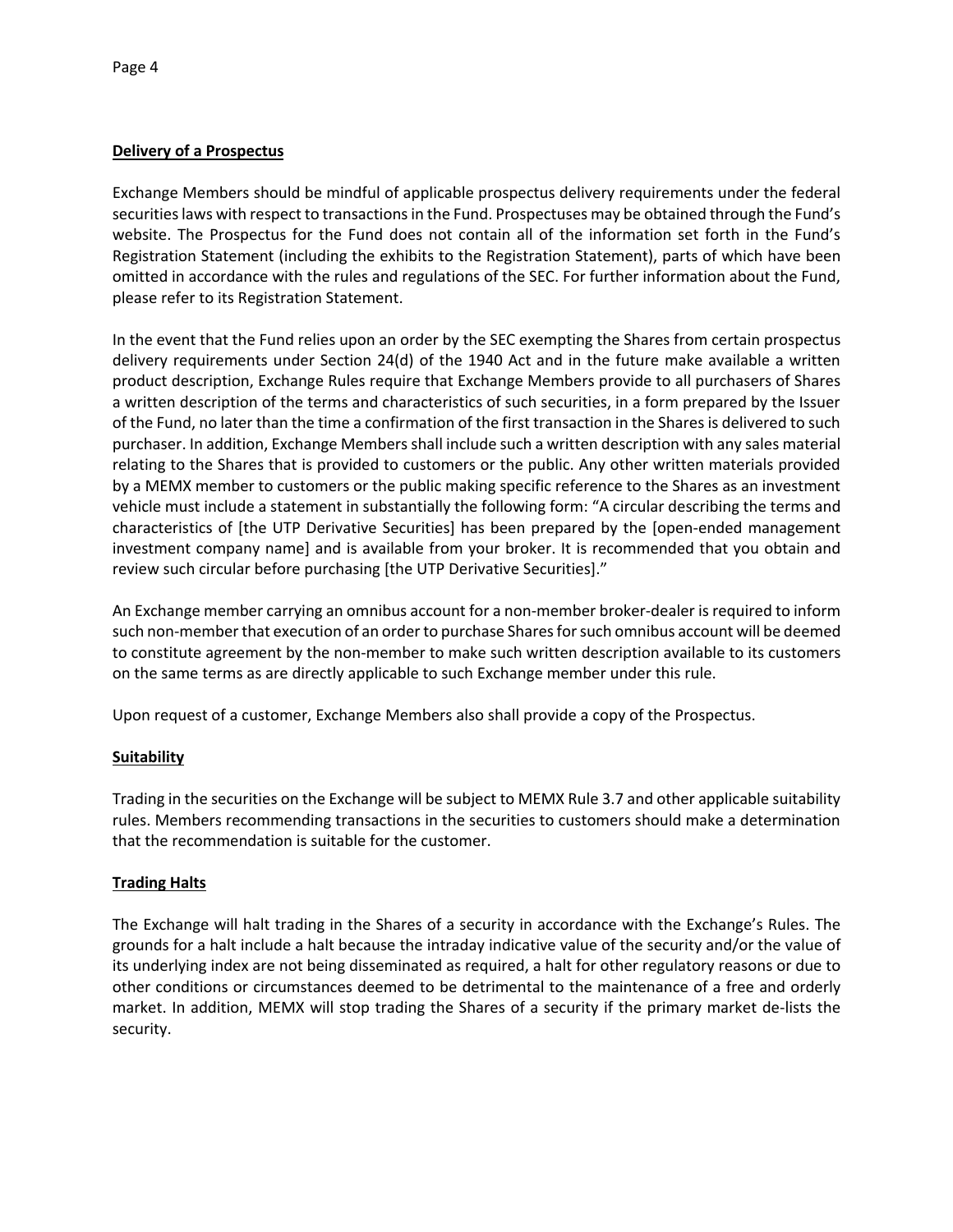**Delivery of a Prospectus**

Exchange Members should be mindful of applicable prospectus delivery requirements under the federal securities laws with respect to transactions in the Fund. Prospectuses may be obtained through the Fund's website. The Prospectus for the Fund does not contain all of the information set forth in the Fund's Registration Statement (including the exhibits to the Registration Statement), parts of which have been omitted in accordance with the rules and regulations of the SEC. For further information about the Fund, please refer to its Registration Statement.

In the event that the Fund relies upon an order by the SEC exempting the Shares from certain prospectus delivery requirements under Section 24(d) of the 1940 Act and in the future make available a written product description, Exchange Rules require that Exchange Members provide to all purchasers of Shares a written description of the terms and characteristics of such securities, in a form prepared by the Issuer of the Fund, no later than the time a confirmation of the first transaction in the Shares is delivered to such purchaser. In addition, Exchange Members shall include such a written description with any sales material relating to the Shares that is provided to customers or the public. Any other written materials provided by a MEMX member to customers or the public making specific reference to the Shares as an investment vehicle must include a statement in substantially the following form: "A circular describing the terms and characteristics of [the UTP Derivative Securities] has been prepared by the [open-ended management investment company name] and is available from your broker. It is recommended that you obtain and review such circular before purchasing [the UTP Derivative Securities]."

An Exchange member carrying an omnibus account for a non-member broker-dealer is required to inform such non-member that execution of an order to purchase Shares for such omnibus account will be deemed to constitute agreement by the non-member to make such written description available to its customers on the same terms as are directly applicable to such Exchange member under this rule.

Upon request of a customer, Exchange Members also shall provide a copy of the Prospectus.

**Suitability**

Trading in the securities on the Exchange will be subject to MEMX Rule 3.7 and other applicable suitability rules. Members recommending transactions in the securities to customers should make a determination that the recommendation is suitable for the customer.

**Trading Halts**

The Exchange will halt trading in the Shares of a security in accordance with the Exchange's Rules. The grounds for a halt include a halt because the intraday indicative value of the security and/or the value of its underlying index are not being disseminated as required, a halt for other regulatory reasons or due to other conditions or circumstances deemed to be detrimental to the maintenance of a free and orderly market. In addition, MEMX will stop trading the Shares of a security if the primary market de-lists the security.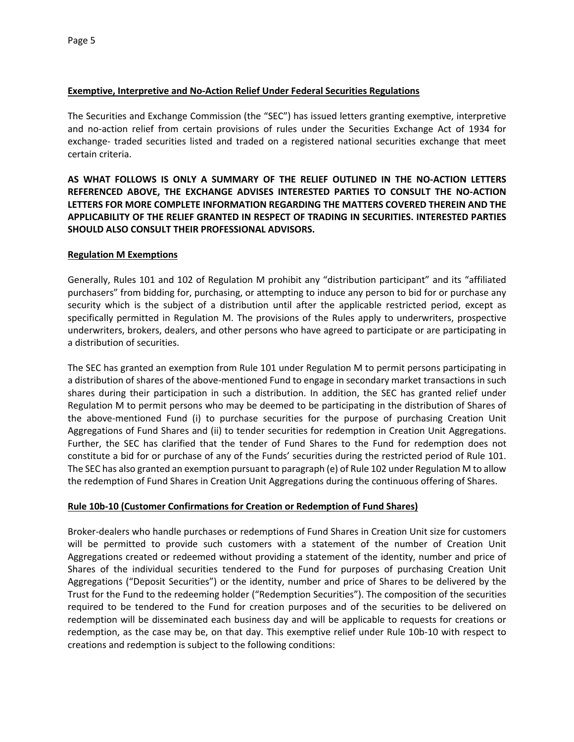**Exemptive, Interpretive and No-Action Relief Under Federal Securities Regulations**

The Securities and Exchange Commission (the "SEC") has issued letters granting exemptive, interpretive and no-action relief from certain provisions of rules under the Securities Exchange Act of 1934 for exchange- traded securities listed and traded on a registered national securities exchange that meet certain criteria.

**AS WHAT FOLLOWS IS ONLY A SUMMARY OF THE RELIEF OUTLINED IN THE NO-ACTION LETTERS REFERENCED ABOVE, THE EXCHANGE ADVISES INTERESTED PARTIES TO CONSULT THE NO-ACTION LETTERS FOR MORE COMPLETE INFORMATION REGARDING THE MATTERS COVERED THEREIN AND THE APPLICABILITY OF THE RELIEF GRANTED IN RESPECT OF TRADING IN SECURITIES. INTERESTED PARTIES SHOULD ALSO CONSULT THEIR PROFESSIONAL ADVISORS.**

**Regulation M Exemptions**

Generally, Rules 101 and 102 of Regulation M prohibit any "distribution participant" and its "affiliated purchasers" from bidding for, purchasing, or attempting to induce any person to bid for or purchase any security which is the subject of a distribution until after the applicable restricted period, except as specifically permitted in Regulation M. The provisions of the Rules apply to underwriters, prospective underwriters, brokers, dealers, and other persons who have agreed to participate or are participating in a distribution of securities.

The SEC has granted an exemption from Rule 101 under Regulation M to permit persons participating in a distribution of shares of the above-mentioned Fund to engage in secondary market transactions in such shares during their participation in such a distribution. In addition, the SEC has granted relief under Regulation M to permit persons who may be deemed to be participating in the distribution of Shares of the above-mentioned Fund (i) to purchase securities for the purpose of purchasing Creation Unit Aggregations of Fund Shares and (ii) to tender securities for redemption in Creation Unit Aggregations. Further, the SEC has clarified that the tender of Fund Shares to the Fund for redemption does not constitute a bid for or purchase of any of the Funds' securities during the restricted period of Rule 101. The SEC has also granted an exemption pursuant to paragraph (e) of Rule 102 under Regulation M to allow the redemption of Fund Shares in Creation Unit Aggregations during the continuous offering of Shares.

**Rule 10b-10 (Customer Confirmations for Creation or Redemption of Fund Shares)**

Broker-dealers who handle purchases or redemptions of Fund Shares in Creation Unit size for customers will be permitted to provide such customers with a statement of the number of Creation Unit Aggregations created or redeemed without providing a statement of the identity, number and price of Shares of the individual securities tendered to the Fund for purposes of purchasing Creation Unit Aggregations ("Deposit Securities") or the identity, number and price of Shares to be delivered by the Trust for the Fund to the redeeming holder ("Redemption Securities"). The composition of the securities required to be tendered to the Fund for creation purposes and of the securities to be delivered on redemption will be disseminated each business day and will be applicable to requests for creations or redemption, as the case may be, on that day. This exemptive relief under Rule 10b-10 with respect to creations and redemption is subject to the following conditions: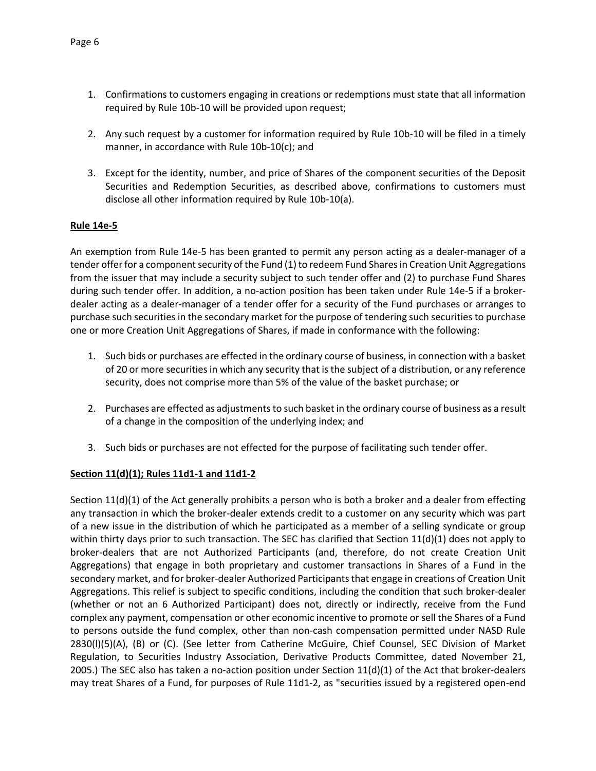1. Confirmations to customers engaging in creations or redemptions must state that all information required by Rule 10b-10 will be provided upon request;

2. Any such request by a customer for information required by Rule 10b-10 will be filed in a timely manner, in accordance with Rule 10b-10(c); and

3. Except for the identity, number, and price of Shares of the component securities of the Deposit Securities and Redemption Securities, as described above, confirmations to customers must disclose all other information required by Rule 10b-10(a).

**Rule 14e-5**

An exemption from Rule 14e-5 has been granted to permit any person acting as a dealer-manager of a tender offer for a component security of the Fund (1) to redeem Fund Shares in Creation Unit Aggregations from the issuer that may include a security subject to such tender offer and (2) to purchase Fund Shares during such tender offer. In addition, a no-action position has been taken under Rule 14e-5 if a broker-dealer acting as a dealer-manager of a tender offer for a security of the Fund purchases or arranges to purchase such securities in the secondary market for the purpose of tendering such securities to purchase one or more Creation Unit Aggregations of Shares, if made in conformance with the following:

1. Such bids or purchases are effected in the ordinary course of business, in connection with a basket of 20 or more securities in which any security that is the subject of a distribution, or any reference security, does not comprise more than 5% of the value of the basket purchase; or

2. Purchases are effected as adjustments to such basket in the ordinary course of business as a result of a change in the composition of the underlying index; and

3. Such bids or purchases are not effected for the purpose of facilitating such tender offer.

**Section 11(d)(1); Rules 11d1-1 and 11d1-2**

Section 11(d)(1) of the Act generally prohibits a person who is both a broker and a dealer from effecting any transaction in which the broker-dealer extends credit to a customer on any security which was part of a new issue in the distribution of which he participated as a member of a selling syndicate or group within thirty days prior to such transaction. The SEC has clarified that Section 11(d)(1) does not apply to broker-dealers that are not Authorized Participants (and, therefore, do not create Creation Unit Aggregations) that engage in both proprietary and customer transactions in Shares of a Fund in the secondary market, and for broker-dealer Authorized Participants that engage in creations of Creation Unit Aggregations. This relief is subject to specific conditions, including the condition that such broker-dealer (whether or not an 6 Authorized Participant) does not, directly or indirectly, receive from the Fund complex any payment, compensation or other economic incentive to promote or sell the Shares of a Fund to persons outside the fund complex, other than non-cash compensation permitted under NASD Rule 2830(l)(5)(A), (B) or (C). (See letter from Catherine McGuire, Chief Counsel, SEC Division of Market Regulation, to Securities Industry Association, Derivative Products Committee, dated November 21, 2005.) The SEC also has taken a no-action position under Section 11(d)(1) of the Act that broker-dealers may treat Shares of a Fund, for purposes of Rule 11d1-2, as "securities issued by a registered open-end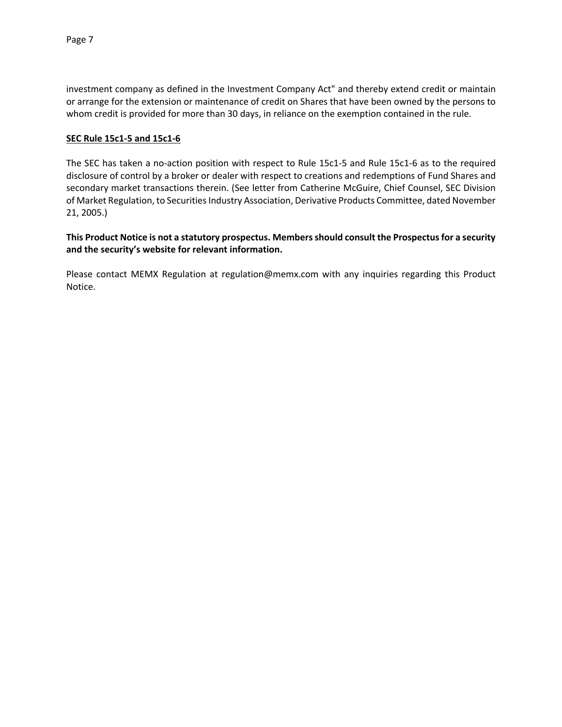investment company as defined in the Investment Company Act" and thereby extend credit or maintain or arrange for the extension or maintenance of credit on Shares that have been owned by the persons to whom credit is provided for more than 30 days, in reliance on the exemption contained in the rule.

**SEC Rule 15c1-5 and 15c1-6**

The SEC has taken a no-action position with respect to Rule 15c1-5 and Rule 15c1-6 as to the required disclosure of control by a broker or dealer with respect to creations and redemptions of Fund Shares and secondary market transactions therein. (See letter from Catherine McGuire, Chief Counsel, SEC Division of Market Regulation, to Securities Industry Association, Derivative Products Committee, dated November 21, 2005.)

**This Product Notice is not a statutory prospectus. Members should consult the Prospectus for a security and the security's website for relevant information.**

Please contact MEMX Regulation at regulation@memx.com with any inquiries regarding this Product Notice.